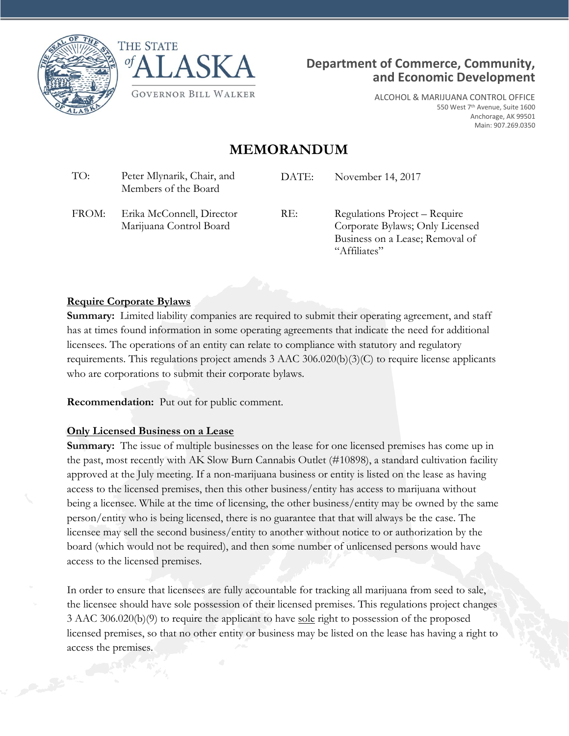THE STATE of ALASKA

GOVERNOR BILL WALKER

**Department of Commerce, Community, and Economic Development**

ALCOHOL & MARIJUANA CONTROL OFFICE
550 West 7th Avenue, Suite 1600
Anchorage, AK 99501
Main: 907.269.0350

# MEMORANDUM

| | | | |
|---|---|---|---|
| TO: | Peter Mlynarik, Chair, and Members of the Board | DATE: | November 14, 2017 |
| FROM: | Erika McConnell, Director Marijuana Control Board | RE: | Regulations Project – Require Corporate Bylaws; Only Licensed Business on a Lease; Removal of "Affiliates" |

**Require Corporate Bylaws**

**Summary:** Limited liability companies are required to submit their operating agreement, and staff has at times found information in some operating agreements that indicate the need for additional licensees. The operations of an entity can relate to compliance with statutory and regulatory requirements. This regulations project amends 3 AAC 306.020(b)(3)(C) to require license applicants who are corporations to submit their corporate bylaws.

**Recommendation:** Put out for public comment.

**Only Licensed Business on a Lease**

**Summary:** The issue of multiple businesses on the lease for one licensed premises has come up in the past, most recently with AK Slow Burn Cannabis Outlet (#10898), a standard cultivation facility approved at the July meeting. If a non-marijuana business or entity is listed on the lease as having access to the licensed premises, then this other business/entity has access to marijuana without being a licensee. While at the time of licensing, the other business/entity may be owned by the same person/entity who is being licensed, there is no guarantee that that will always be the case. The licensee may sell the second business/entity to another without notice to or authorization by the board (which would not be required), and then some number of unlicensed persons would have access to the licensed premises.

In order to ensure that licensees are fully accountable for tracking all marijuana from seed to sale, the licensee should have sole possession of their licensed premises. This regulations project changes 3 AAC 306.020(b)(9) to require the applicant to have sole right to possession of the proposed licensed premises, so that no other entity or business may be listed on the lease has having a right to access the premises.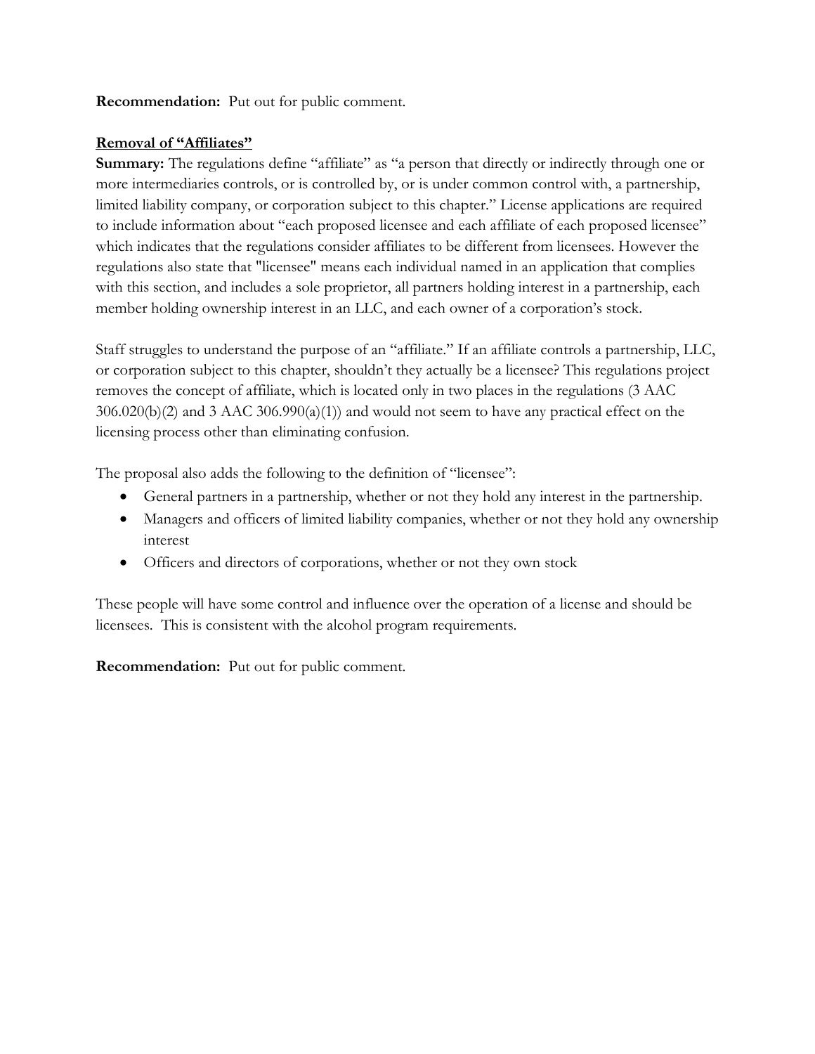**Recommendation:** Put out for public comment.

**Removal of "Affiliates"**

**Summary:** The regulations define "affiliate" as "a person that directly or indirectly through one or more intermediaries controls, or is controlled by, or is under common control with, a partnership, limited liability company, or corporation subject to this chapter." License applications are required to include information about "each proposed licensee and each affiliate of each proposed licensee" which indicates that the regulations consider affiliates to be different from licensees. However the regulations also state that "licensee" means each individual named in an application that complies with this section, and includes a sole proprietor, all partners holding interest in a partnership, each member holding ownership interest in an LLC, and each owner of a corporation's stock.

Staff struggles to understand the purpose of an "affiliate." If an affiliate controls a partnership, LLC, or corporation subject to this chapter, shouldn't they actually be a licensee? This regulations project removes the concept of affiliate, which is located only in two places in the regulations (3 AAC 306.020(b)(2) and 3 AAC 306.990(a)(1)) and would not seem to have any practical effect on the licensing process other than eliminating confusion.

The proposal also adds the following to the definition of "licensee":

- General partners in a partnership, whether or not they hold any interest in the partnership.
- Managers and officers of limited liability companies, whether or not they hold any ownership interest
- Officers and directors of corporations, whether or not they own stock

These people will have some control and influence over the operation of a license and should be licensees. This is consistent with the alcohol program requirements.

**Recommendation:** Put out for public comment.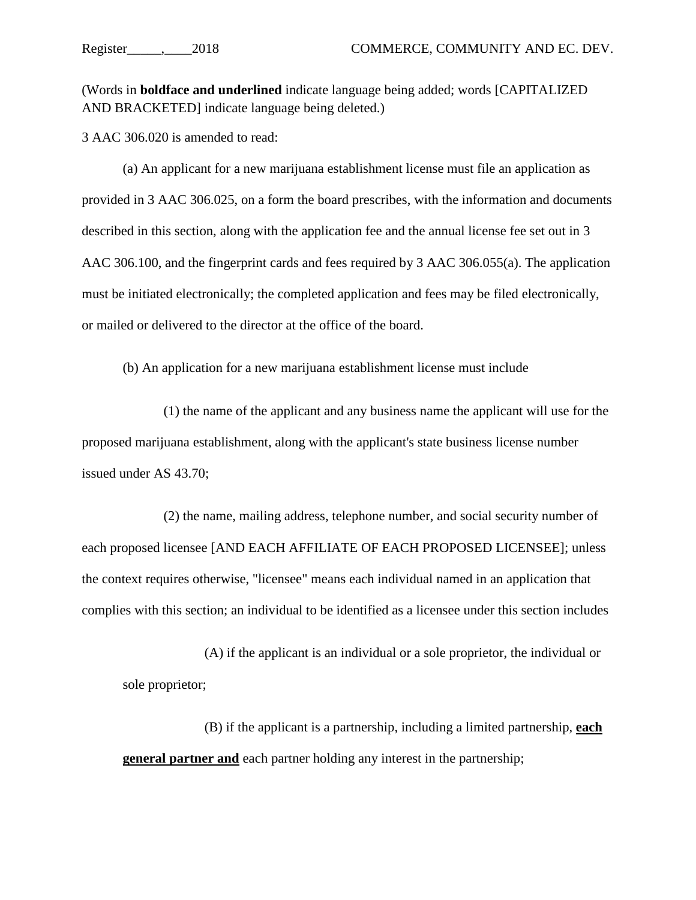(Words in **boldface and underlined** indicate language being added; words [CAPITALIZED AND BRACKETED] indicate language being deleted.)

3 AAC 306.020 is amended to read:

(a) An applicant for a new marijuana establishment license must file an application as provided in 3 AAC 306.025, on a form the board prescribes, with the information and documents described in this section, along with the application fee and the annual license fee set out in 3 AAC 306.100, and the fingerprint cards and fees required by 3 AAC 306.055(a). The application must be initiated electronically; the completed application and fees may be filed electronically, or mailed or delivered to the director at the office of the board.

(b) An application for a new marijuana establishment license must include

(1) the name of the applicant and any business name the applicant will use for the proposed marijuana establishment, along with the applicant's state business license number issued under AS 43.70;

(2) the name, mailing address, telephone number, and social security number of each proposed licensee [AND EACH AFFILIATE OF EACH PROPOSED LICENSEE]; unless the context requires otherwise, "licensee" means each individual named in an application that complies with this section; an individual to be identified as a licensee under this section includes

(A) if the applicant is an individual or a sole proprietor, the individual or sole proprietor;

(B) if the applicant is a partnership, including a limited partnership, <u>**each general partner and**</u> each partner holding any interest in the partnership;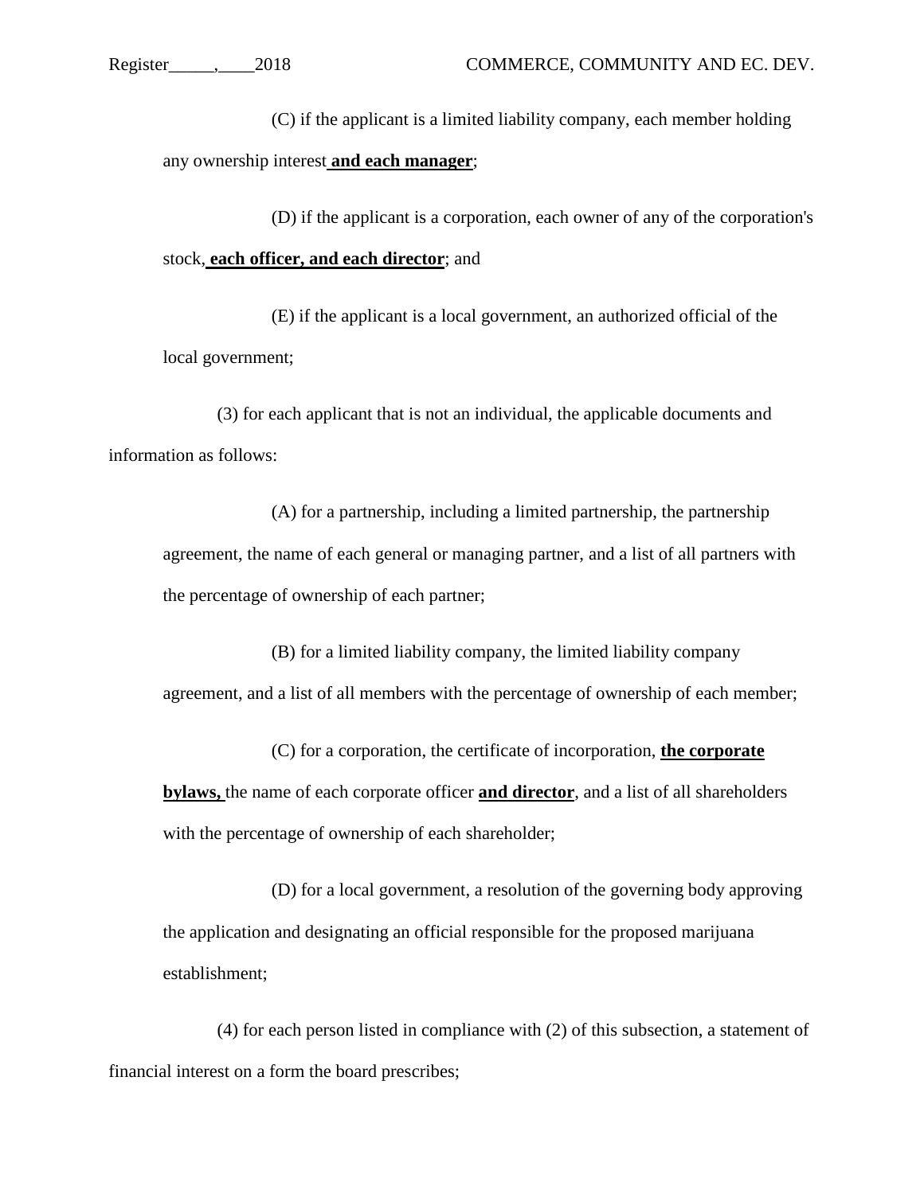(C) if the applicant is a limited liability company, each member holding any ownership interest **<u>and each manager</u>**;

(D) if the applicant is a corporation, each owner of any of the corporation's stock**<u>, each officer, and each director</u>**; and

(E) if the applicant is a local government, an authorized official of the local government;

(3) for each applicant that is not an individual, the applicable documents and information as follows:

(A) for a partnership, including a limited partnership, the partnership agreement, the name of each general or managing partner, and a list of all partners with the percentage of ownership of each partner;

(B) for a limited liability company, the limited liability company agreement, and a list of all members with the percentage of ownership of each member;

(C) for a corporation, the certificate of incorporation, **<u>the corporate bylaws,</u>** the name of each corporate officer **<u>and director</u>**, and a list of all shareholders with the percentage of ownership of each shareholder;

(D) for a local government, a resolution of the governing body approving the application and designating an official responsible for the proposed marijuana establishment;

(4) for each person listed in compliance with (2) of this subsection, a statement of financial interest on a form the board prescribes;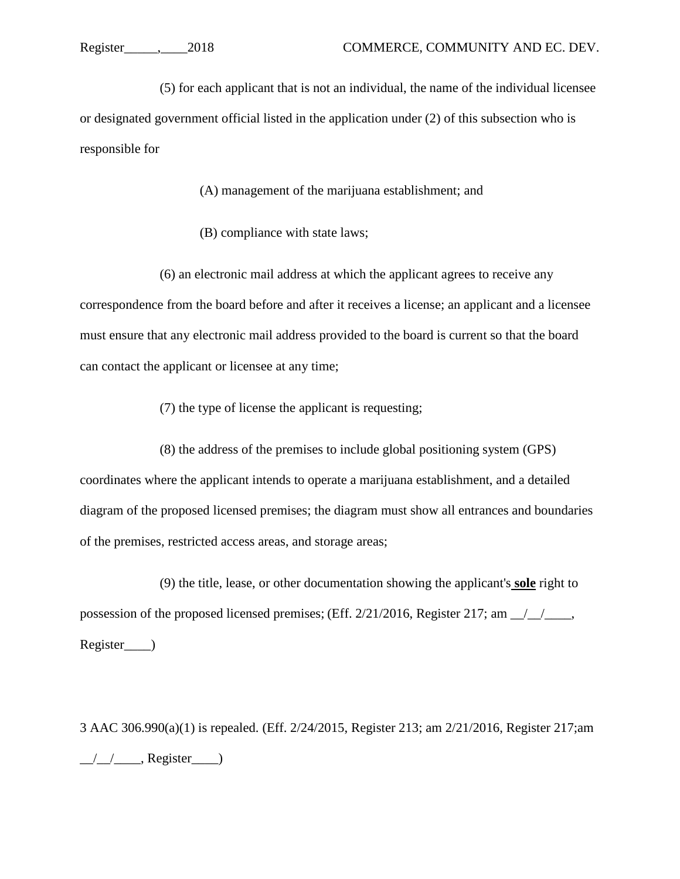(5) for each applicant that is not an individual, the name of the individual licensee or designated government official listed in the application under (2) of this subsection who is responsible for

(A) management of the marijuana establishment; and

(B) compliance with state laws;

(6) an electronic mail address at which the applicant agrees to receive any correspondence from the board before and after it receives a license; an applicant and a licensee must ensure that any electronic mail address provided to the board is current so that the board can contact the applicant or licensee at any time;

(7) the type of license the applicant is requesting;

(8) the address of the premises to include global positioning system (GPS) coordinates where the applicant intends to operate a marijuana establishment, and a detailed diagram of the proposed licensed premises; the diagram must show all entrances and boundaries of the premises, restricted access areas, and storage areas;

(9) the title, lease, or other documentation showing the applicant's **<u>sole</u>** right to possession of the proposed licensed premises; (Eff. 2/21/2016, Register 217; am __/__/____, Register____)

3 AAC 306.990(a)(1) is repealed. (Eff. 2/24/2015, Register 213; am 2/21/2016, Register 217;am __/__/____, Register____)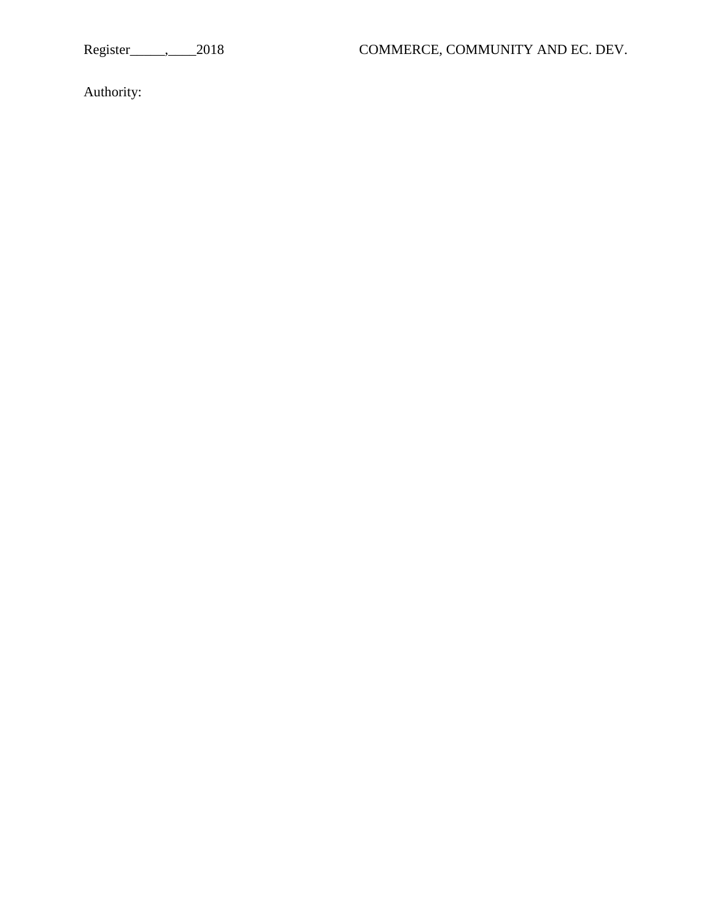Authority: